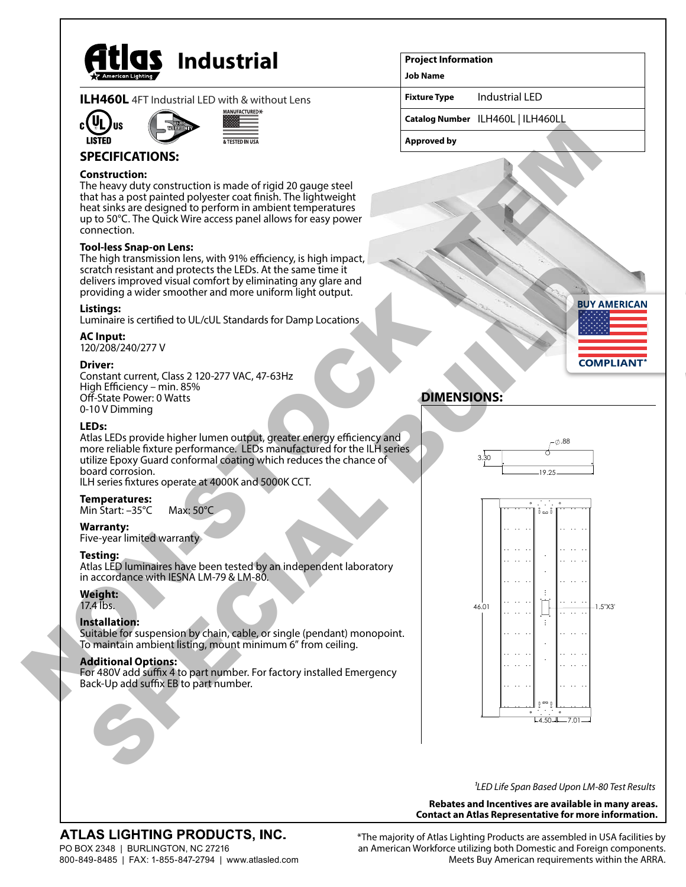# Atlas Industrial

American Lighting

**ILH460L** 4FT Industrial LED with & without Lens

| Project Information | |
|---|---|
| **Job Name** | |
| **Fixture Type** | Industrial LED |
| **Catalog Number** | ILH460L \| ILH460LL |
| **Approved by** | |

NON-STOCK ITEM
SPECIAL BUILD

## SPECIFICATIONS:

**Construction:**
The heavy duty construction is made of rigid 20 gauge steel that has a post painted polyester coat finish. The lightweight heat sinks are designed to perform in ambient temperatures up to 50°C. The Quick Wire access panel allows for easy power connection.

**Tool-less Snap-on Lens:**
The high transmission lens, with 91% efficiency, is high impact, scratch resistant and protects the LEDs. At the same time it delivers improved visual comfort by eliminating any glare and providing a wider smoother and more uniform light output.

**Listings:**
Luminaire is certified to UL/cUL Standards for Damp Locations

**AC Input:**
120/208/240/277 V

**Driver:**
Constant current, Class 2 120-277 VAC, 47-63Hz
High Efficiency – min. 85%
Off-State Power: 0 Watts
0-10 V Dimming

**LEDs:**
Atlas LEDs provide higher lumen output, greater energy efficiency and more reliable fixture performance. LEDs manufactured for the ILH series utilize Epoxy Guard conformal coating which reduces the chance of board corrosion.
ILH series fixtures operate at 4000K and 5000K CCT.

**Temperatures:**
Min Start: –35°C Max: 50°C

**Warranty:**
Five-year limited warranty

**Testing:**
Atlas LED luminaires have been tested by an independent laboratory in accordance with IESNA LM-79 & LM-80.

**Weight:**
17.4 lbs.

**Installation:**
Suitable for suspension by chain, cable, or single (pendant) monopoint. To maintain ambient listing, mount minimum 6" from ceiling.

**Additional Options:**
For 480V add suffix 4 to part number. For factory installed Emergency Back-Up add suffix EB to part number.

BUY AMERICAN COMPLIANT*

## DIMENSIONS:

Ø.88
3.30
19.25
46.01
1.5"X3'
4.50
7.01

*[1]LED Life Span Based Upon LM-80 Test Results*

**Rebates and Incentives are available in many areas.
Contact an Atlas Representative for more information.**

**ATLAS LIGHTING PRODUCTS, INC.**
PO BOX 2348 | BURLINGTON, NC 27216
800-849-8485 | FAX: 1-855-847-2794 | www.atlasled.com

*The majority of Atlas Lighting Products are assembled in USA facilities by an American Workforce utilizing both Domestic and Foreign components. Meets Buy American requirements within the ARRA.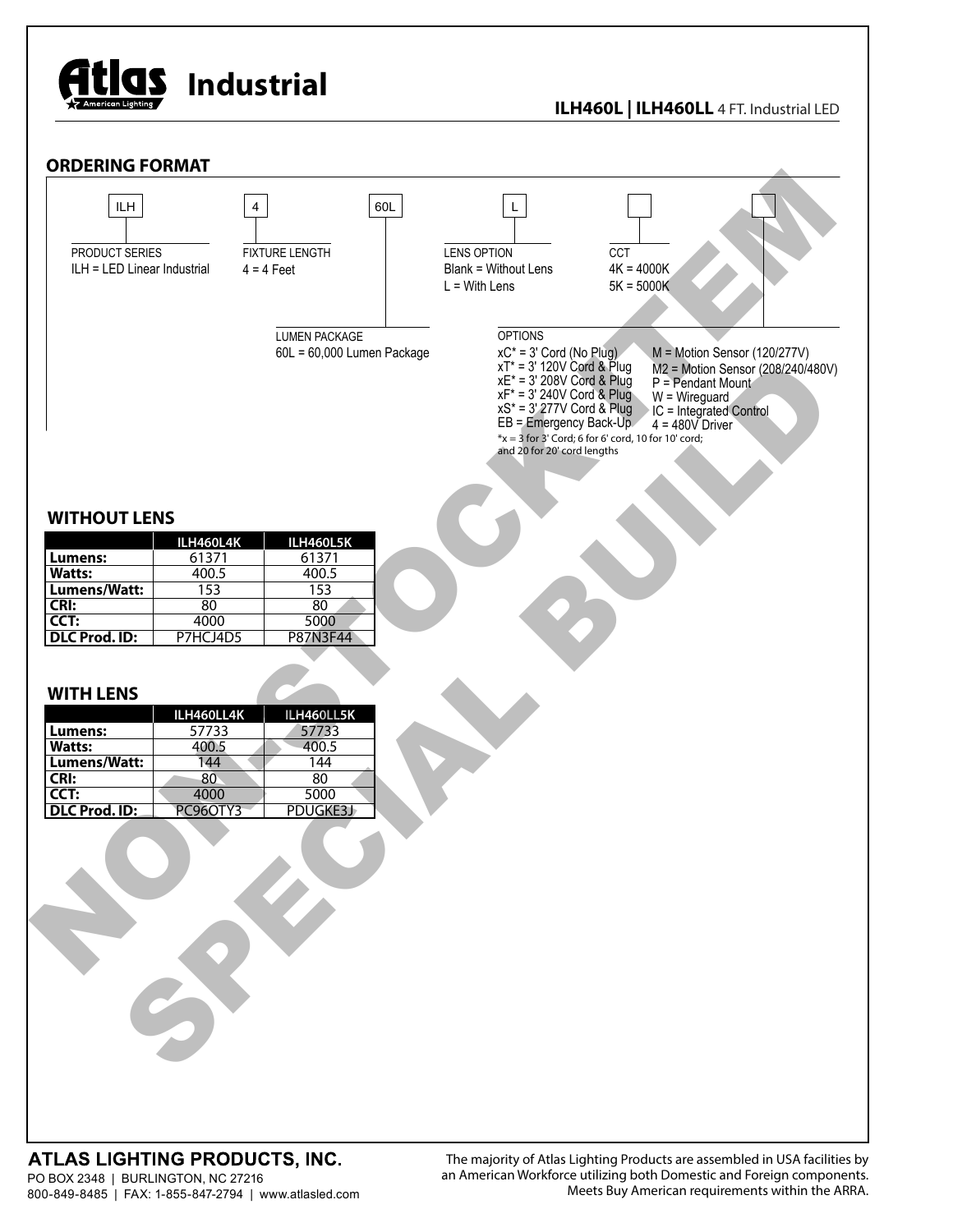# Atlas Industrial

**ILH460L | ILH460LL** 4 FT. Industrial LED

## ORDERING FORMAT

ILH | 4 | 60L | L | [ ] | [ ]

PRODUCT SERIES
ILH = LED Linear Industrial

FIXTURE LENGTH
4 = 4 Feet

LUMEN PACKAGE
60L = 60,000 Lumen Package

LENS OPTION
Blank = Without Lens
L = With Lens

CCT
4K = 4000K
5K = 5000K

OPTIONS
xC* = 3' Cord (No Plug)
xT* = 3' 120V Cord & Plug
xE* = 3' 208V Cord & Plug
xF* = 3' 240V Cord & Plug
xS* = 3' 277V Cord & Plug
EB = Emergency Back-Up
M = Motion Sensor (120/277V)
M2 = Motion Sensor (208/240/480V)
P = Pendant Mount
W = Wireguard
IC = Integrated Control
4 = 480V Driver

*x = 3 for 3' Cord; 6 for 6' cord, 10 for 10' cord; and 20 for 20' cord lengths

NON-STOCK ITEM
SPECIAL BUILD

## WITHOUT LENS

| | ILH460L4K | ILH460L5K |
|---|---|---|
| **Lumens:** | 61371 | 61371 |
| **Watts:** | 400.5 | 400.5 |
| **Lumens/Watt:** | 153 | 153 |
| **CRI:** | 80 | 80 |
| **CCT:** | 4000 | 5000 |
| **DLC Prod. ID:** | P7HCJ4D5 | P87N3F44 |

## WITH LENS

| | ILH460LL4K | ILH460LL5K |
|---|---|---|
| **Lumens:** | 57733 | 57733 |
| **Watts:** | 400.5 | 400.5 |
| **Lumens/Watt:** | 144 | 144 |
| **CRI:** | 80 | 80 |
| **CCT:** | 4000 | 5000 |
| **DLC Prod. ID:** | PC96OTY3 | PDUGKE3J |

**ATLAS LIGHTING PRODUCTS, INC.**
PO BOX 2348 | BURLINGTON, NC 27216
800-849-8485 | FAX: 1-855-847-2794 | www.atlasled.com

The majority of Atlas Lighting Products are assembled in USA facilities by an American Workforce utilizing both Domestic and Foreign components. Meets Buy American requirements within the ARRA.